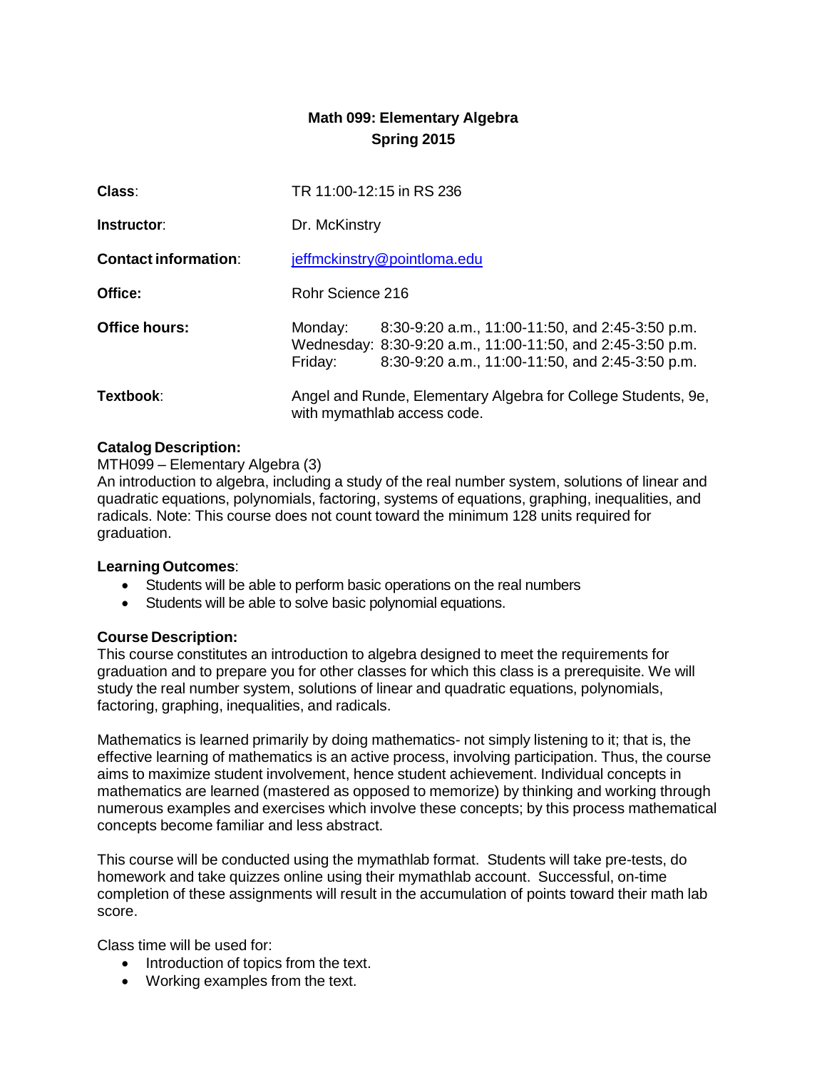# Math 099: Elementary Algebra
## Spring 2015

**Class**: TR 11:00-12:15 in RS 236

**Instructor**: Dr. McKinstry

**Contact information**: jeffmckinstry@pointloma.edu

**Office:** Rohr Science 216

**Office hours:**
Monday: 8:30-9:20 a.m., 11:00-11:50, and 2:45-3:50 p.m.
Wednesday: 8:30-9:20 a.m., 11:00-11:50, and 2:45-3:50 p.m.
Friday: 8:30-9:20 a.m., 11:00-11:50, and 2:45-3:50 p.m.

**Textbook**: Angel and Runde, Elementary Algebra for College Students, 9e, with mymathlab access code.

**Catalog Description:**
MTH099 – Elementary Algebra (3)
An introduction to algebra, including a study of the real number system, solutions of linear and quadratic equations, polynomials, factoring, systems of equations, graphing, inequalities, and radicals. Note: This course does not count toward the minimum 128 units required for graduation.

**Learning Outcomes**:

- Students will be able to perform basic operations on the real numbers
- Students will be able to solve basic polynomial equations.

**Course Description:**
This course constitutes an introduction to algebra designed to meet the requirements for graduation and to prepare you for other classes for which this class is a prerequisite. We will study the real number system, solutions of linear and quadratic equations, polynomials, factoring, graphing, inequalities, and radicals.

Mathematics is learned primarily by doing mathematics- not simply listening to it; that is, the effective learning of mathematics is an active process, involving participation. Thus, the course aims to maximize student involvement, hence student achievement. Individual concepts in mathematics are learned (mastered as opposed to memorize) by thinking and working through numerous examples and exercises which involve these concepts; by this process mathematical concepts become familiar and less abstract.

This course will be conducted using the mymathlab format. Students will take pre-tests, do homework and take quizzes online using their mymathlab account. Successful, on-time completion of these assignments will result in the accumulation of points toward their math lab score.

Class time will be used for:

- Introduction of topics from the text.
- Working examples from the text.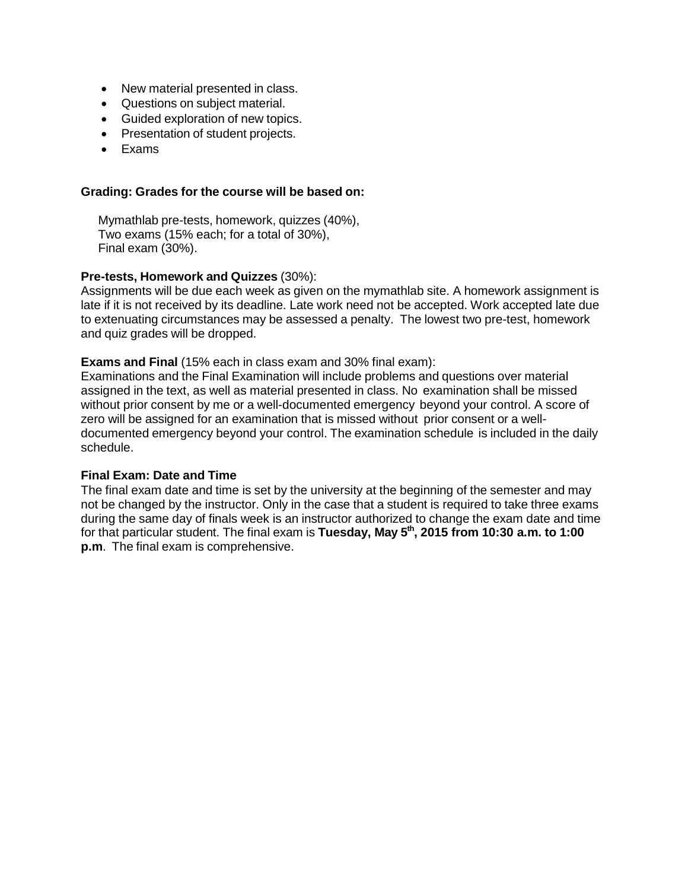- New material presented in class.
- Questions on subject material.
- Guided exploration of new topics.
- Presentation of student projects.
- Exams

**Grading: Grades for the course will be based on:**

Mymathlab pre-tests, homework, quizzes (40%),
Two exams (15% each; for a total of 30%),
Final exam (30%).

**Pre-tests, Homework and Quizzes** (30%):
Assignments will be due each week as given on the mymathlab site. A homework assignment is late if it is not received by its deadline. Late work need not be accepted. Work accepted late due to extenuating circumstances may be assessed a penalty. The lowest two pre-test, homework and quiz grades will be dropped.

**Exams and Final** (15% each in class exam and 30% final exam):
Examinations and the Final Examination will include problems and questions over material assigned in the text, as well as material presented in class. No examination shall be missed without prior consent by me or a well-documented emergency beyond your control. A score of zero will be assigned for an examination that is missed without prior consent or a well-documented emergency beyond your control. The examination schedule is included in the daily schedule.

**Final Exam: Date and Time**
The final exam date and time is set by the university at the beginning of the semester and may not be changed by the instructor. Only in the case that a student is required to take three exams during the same day of finals week is an instructor authorized to change the exam date and time for that particular student. The final exam is **Tuesday, May 5th, 2015 from 10:30 a.m. to 1:00 p.m**. The final exam is comprehensive.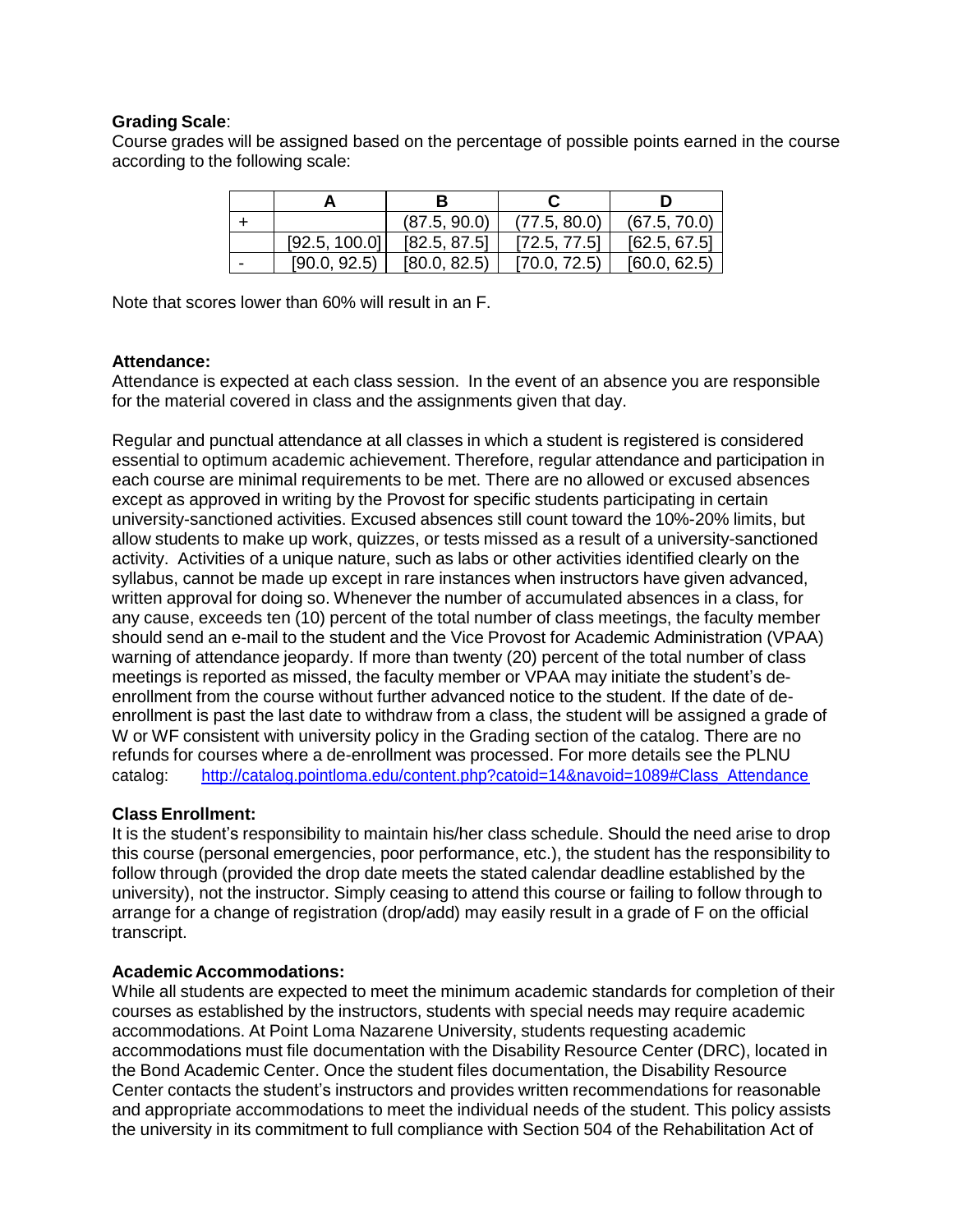**Grading Scale**:
Course grades will be assigned based on the percentage of possible points earned in the course according to the following scale:

| | A | B | C | D |
|---|---|---|---|---|
| + | | (87.5, 90.0) | (77.5, 80.0) | (67.5, 70.0) |
| | [92.5, 100.0] | [82.5, 87.5] | [72.5, 77.5] | [62.5, 67.5] |
| - | [90.0, 92.5) | [80.0, 82.5) | [70.0, 72.5) | [60.0, 62.5) |

Note that scores lower than 60% will result in an F.

**Attendance:**
Attendance is expected at each class session. In the event of an absence you are responsible for the material covered in class and the assignments given that day.

Regular and punctual attendance at all classes in which a student is registered is considered essential to optimum academic achievement. Therefore, regular attendance and participation in each course are minimal requirements to be met. There are no allowed or excused absences except as approved in writing by the Provost for specific students participating in certain university-sanctioned activities. Excused absences still count toward the 10%-20% limits, but allow students to make up work, quizzes, or tests missed as a result of a university-sanctioned activity. Activities of a unique nature, such as labs or other activities identified clearly on the syllabus, cannot be made up except in rare instances when instructors have given advanced, written approval for doing so. Whenever the number of accumulated absences in a class, for any cause, exceeds ten (10) percent of the total number of class meetings, the faculty member should send an e-mail to the student and the Vice Provost for Academic Administration (VPAA) warning of attendance jeopardy. If more than twenty (20) percent of the total number of class meetings is reported as missed, the faculty member or VPAA may initiate the student's de-enrollment from the course without further advanced notice to the student. If the date of de-enrollment is past the last date to withdraw from a class, the student will be assigned a grade of W or WF consistent with university policy in the Grading section of the catalog. There are no refunds for courses where a de-enrollment was processed. For more details see the PLNU catalog: http://catalog.pointloma.edu/content.php?catoid=14&navoid=1089#Class_Attendance

**Class Enrollment:**
It is the student's responsibility to maintain his/her class schedule. Should the need arise to drop this course (personal emergencies, poor performance, etc.), the student has the responsibility to follow through (provided the drop date meets the stated calendar deadline established by the university), not the instructor. Simply ceasing to attend this course or failing to follow through to arrange for a change of registration (drop/add) may easily result in a grade of F on the official transcript.

**Academic Accommodations:**
While all students are expected to meet the minimum academic standards for completion of their courses as established by the instructors, students with special needs may require academic accommodations. At Point Loma Nazarene University, students requesting academic accommodations must file documentation with the Disability Resource Center (DRC), located in the Bond Academic Center. Once the student files documentation, the Disability Resource Center contacts the student's instructors and provides written recommendations for reasonable and appropriate accommodations to meet the individual needs of the student. This policy assists the university in its commitment to full compliance with Section 504 of the Rehabilitation Act of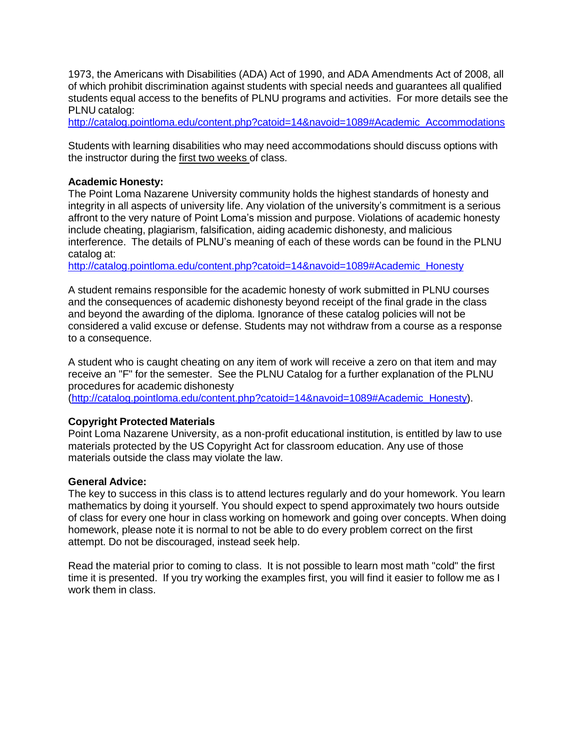1973, the Americans with Disabilities (ADA) Act of 1990, and ADA Amendments Act of 2008, all of which prohibit discrimination against students with special needs and guarantees all qualified students equal access to the benefits of PLNU programs and activities. For more details see the PLNU catalog:
http://catalog.pointloma.edu/content.php?catoid=14&navoid=1089#Academic_Accommodations

Students with learning disabilities who may need accommodations should discuss options with the instructor during the first two weeks of class.

**Academic Honesty:**
The Point Loma Nazarene University community holds the highest standards of honesty and integrity in all aspects of university life. Any violation of the university's commitment is a serious affront to the very nature of Point Loma's mission and purpose. Violations of academic honesty include cheating, plagiarism, falsification, aiding academic dishonesty, and malicious interference. The details of PLNU's meaning of each of these words can be found in the PLNU catalog at:
http://catalog.pointloma.edu/content.php?catoid=14&navoid=1089#Academic_Honesty

A student remains responsible for the academic honesty of work submitted in PLNU courses and the consequences of academic dishonesty beyond receipt of the final grade in the class and beyond the awarding of the diploma. Ignorance of these catalog policies will not be considered a valid excuse or defense. Students may not withdraw from a course as a response to a consequence.

A student who is caught cheating on any item of work will receive a zero on that item and may receive an "F" for the semester. See the PLNU Catalog for a further explanation of the PLNU procedures for academic dishonesty (http://catalog.pointloma.edu/content.php?catoid=14&navoid=1089#Academic_Honesty).

**Copyright Protected Materials**
Point Loma Nazarene University, as a non-profit educational institution, is entitled by law to use materials protected by the US Copyright Act for classroom education. Any use of those materials outside the class may violate the law.

**General Advice:**
The key to success in this class is to attend lectures regularly and do your homework. You learn mathematics by doing it yourself. You should expect to spend approximately two hours outside of class for every one hour in class working on homework and going over concepts. When doing homework, please note it is normal to not be able to do every problem correct on the first attempt. Do not be discouraged, instead seek help.

Read the material prior to coming to class. It is not possible to learn most math "cold" the first time it is presented. If you try working the examples first, you will find it easier to follow me as I work them in class.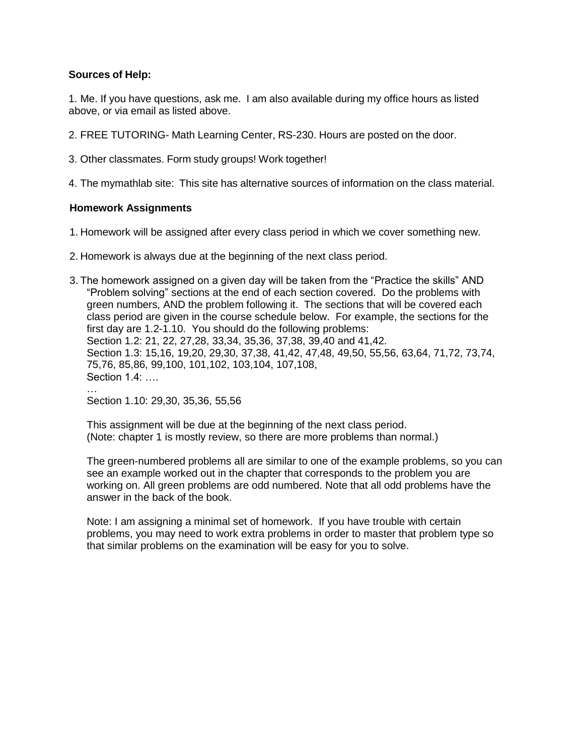**Sources of Help:**

1. Me. If you have questions, ask me. I am also available during my office hours as listed above, or via email as listed above.

2. FREE TUTORING- Math Learning Center, RS-230. Hours are posted on the door.

3. Other classmates. Form study groups! Work together!

4. The mymathlab site: This site has alternative sources of information on the class material.

**Homework Assignments**

1. Homework will be assigned after every class period in which we cover something new.

2. Homework is always due at the beginning of the next class period.

3. The homework assigned on a given day will be taken from the "Practice the skills" AND "Problem solving" sections at the end of each section covered. Do the problems with green numbers, AND the problem following it. The sections that will be covered each class period are given in the course schedule below. For example, the sections for the first day are 1.2-1.10. You should do the following problems:
   Section 1.2: 21, 22, 27,28, 33,34, 35,36, 37,38, 39,40 and 41,42.
   Section 1.3: 15,16, 19,20, 29,30, 37,38, 41,42, 47,48, 49,50, 55,56, 63,64, 71,72, 73,74, 75,76, 85,86, 99,100, 101,102, 103,104, 107,108,
   Section 1.4: ….
   …
   Section 1.10: 29,30, 35,36, 55,56

   This assignment will be due at the beginning of the next class period.
   (Note: chapter 1 is mostly review, so there are more problems than normal.)

   The green-numbered problems all are similar to one of the example problems, so you can see an example worked out in the chapter that corresponds to the problem you are working on. All green problems are odd numbered. Note that all odd problems have the answer in the back of the book.

   Note: I am assigning a minimal set of homework. If you have trouble with certain problems, you may need to work extra problems in order to master that problem type so that similar problems on the examination will be easy for you to solve.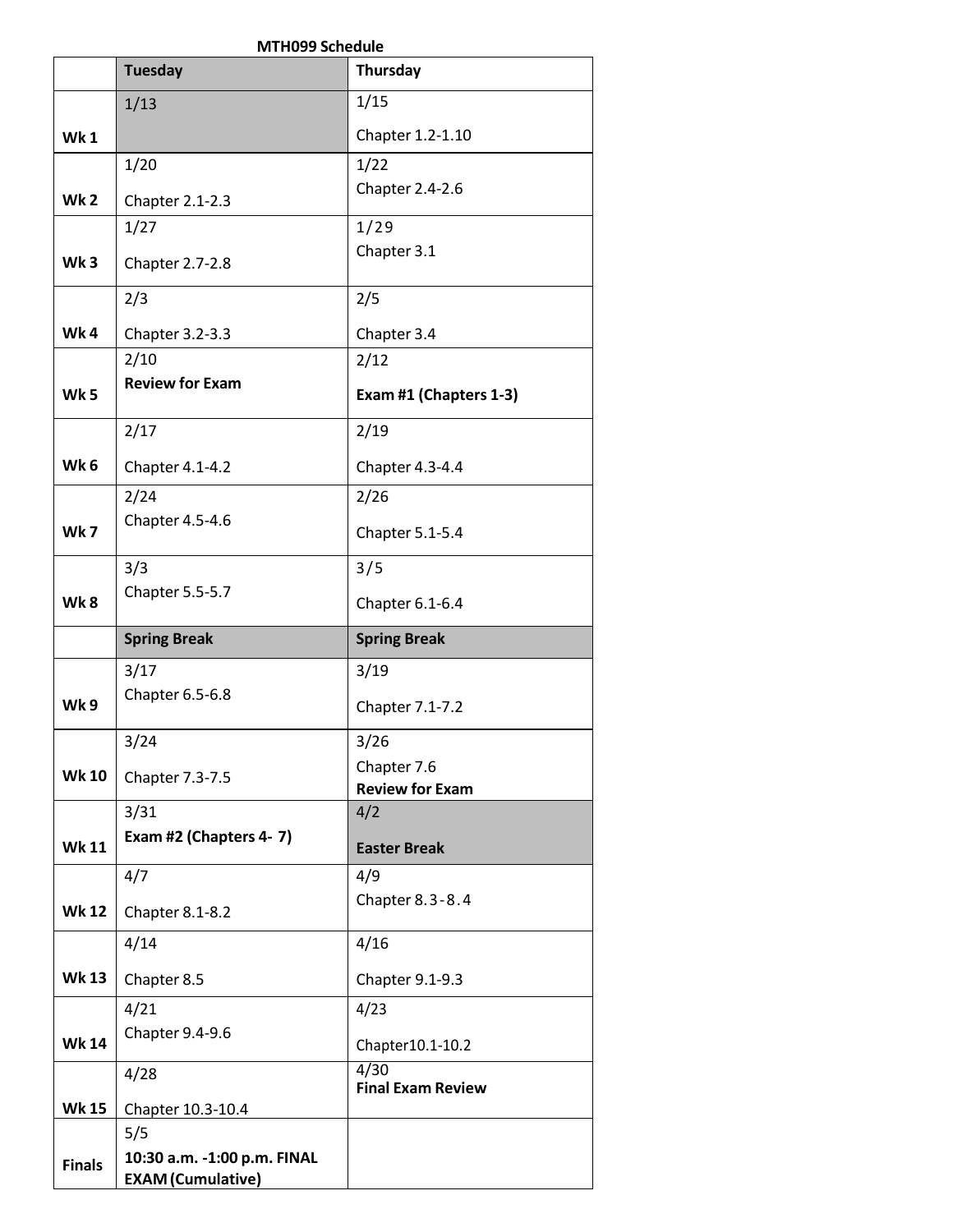**MTH099 Schedule**

| | Tuesday | Thursday |
|---|---|---|
| Wk 1 | 1/13 | 1/15<br>Chapter 1.2-1.10 |
| Wk 2 | 1/20<br>Chapter 2.1-2.3 | 1/22<br>Chapter 2.4-2.6 |
| Wk 3 | 1/27<br>Chapter 2.7-2.8 | 1/29<br>Chapter 3.1 |
| Wk 4 | 2/3<br>Chapter 3.2-3.3 | 2/5<br>Chapter 3.4 |
| Wk 5 | 2/10<br>**Review for Exam** | 2/12<br>**Exam #1 (Chapters 1-3)** |
| Wk 6 | 2/17<br>Chapter 4.1-4.2 | 2/19<br>Chapter 4.3-4.4 |
| Wk 7 | 2/24<br>Chapter 4.5-4.6 | 2/26<br>Chapter 5.1-5.4 |
| Wk 8 | 3/3<br>Chapter 5.5-5.7 | 3/5<br>Chapter 6.1-6.4 |
| | **Spring Break** | **Spring Break** |
| Wk 9 | 3/17<br>Chapter 6.5-6.8 | 3/19<br>Chapter 7.1-7.2 |
| Wk 10 | 3/24<br>Chapter 7.3-7.5 | 3/26<br>Chapter 7.6<br>**Review for Exam** |
| Wk 11 | 3/31<br>**Exam #2 (Chapters 4- 7)** | 4/2<br>**Easter Break** |
| Wk 12 | 4/7<br>Chapter 8.1-8.2 | 4/9<br>Chapter 8.3-8.4 |
| Wk 13 | 4/14<br>Chapter 8.5 | 4/16<br>Chapter 9.1-9.3 |
| Wk 14 | 4/21<br>Chapter 9.4-9.6 | 4/23<br>Chapter10.1-10.2 |
| Wk 15 | 4/28<br>Chapter 10.3-10.4 | 4/30<br>**Final Exam Review** |
| Finals | 5/5<br>**10:30 a.m. -1:00 p.m. FINAL EXAM (Cumulative)** | |